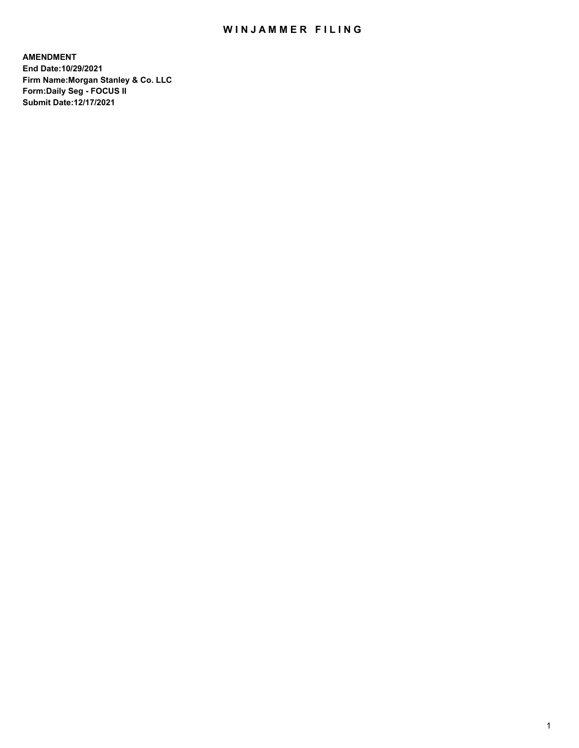# WINJAMMER FILING

**AMENDMENT**
**End Date:10/29/2021**
**Firm Name:Morgan Stanley & Co. LLC**
**Form:Daily Seg - FOCUS II**
**Submit Date:12/17/2021**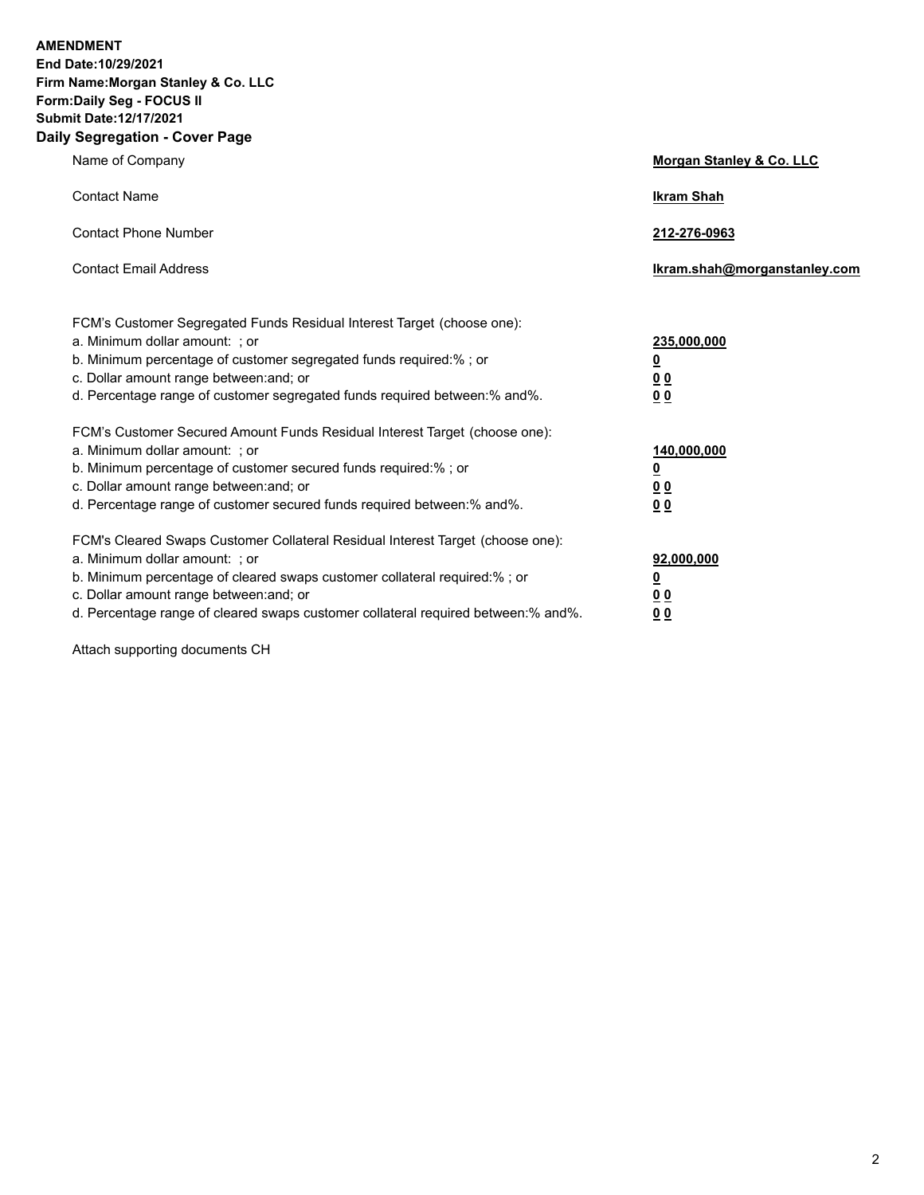**AMENDMENT**
**End Date:10/29/2021**
**Firm Name:Morgan Stanley & Co. LLC**
**Form:Daily Seg - FOCUS II**
**Submit Date:12/17/2021**

## Daily Segregation - Cover Page

| | |
|---|---|
| Name of Company | **Morgan Stanley & Co. LLC** |
| Contact Name | **Ikram Shah** |
| Contact Phone Number | **212-276-0963** |
| Contact Email Address | **Ikram.shah@morganstanley.com** |

| | |
|---|---|
| FCM's Customer Segregated Funds Residual Interest Target (choose one): | |
| a. Minimum dollar amount: ; or | **235,000,000** |
| b. Minimum percentage of customer segregated funds required:% ; or | **0** |
| c. Dollar amount range between:and; or | **0 0** |
| d. Percentage range of customer segregated funds required between:% and%. | **0 0** |
| FCM's Customer Secured Amount Funds Residual Interest Target (choose one): | |
| a. Minimum dollar amount: ; or | **140,000,000** |
| b. Minimum percentage of customer secured funds required:% ; or | **0** |
| c. Dollar amount range between:and; or | **0 0** |
| d. Percentage range of customer secured funds required between:% and%. | **0 0** |
| FCM's Cleared Swaps Customer Collateral Residual Interest Target (choose one): | |
| a. Minimum dollar amount: ; or | **92,000,000** |
| b. Minimum percentage of cleared swaps customer collateral required:% ; or | **0** |
| c. Dollar amount range between:and; or | **0 0** |
| d. Percentage range of cleared swaps customer collateral required between:% and%. | **0 0** |

Attach supporting documents CH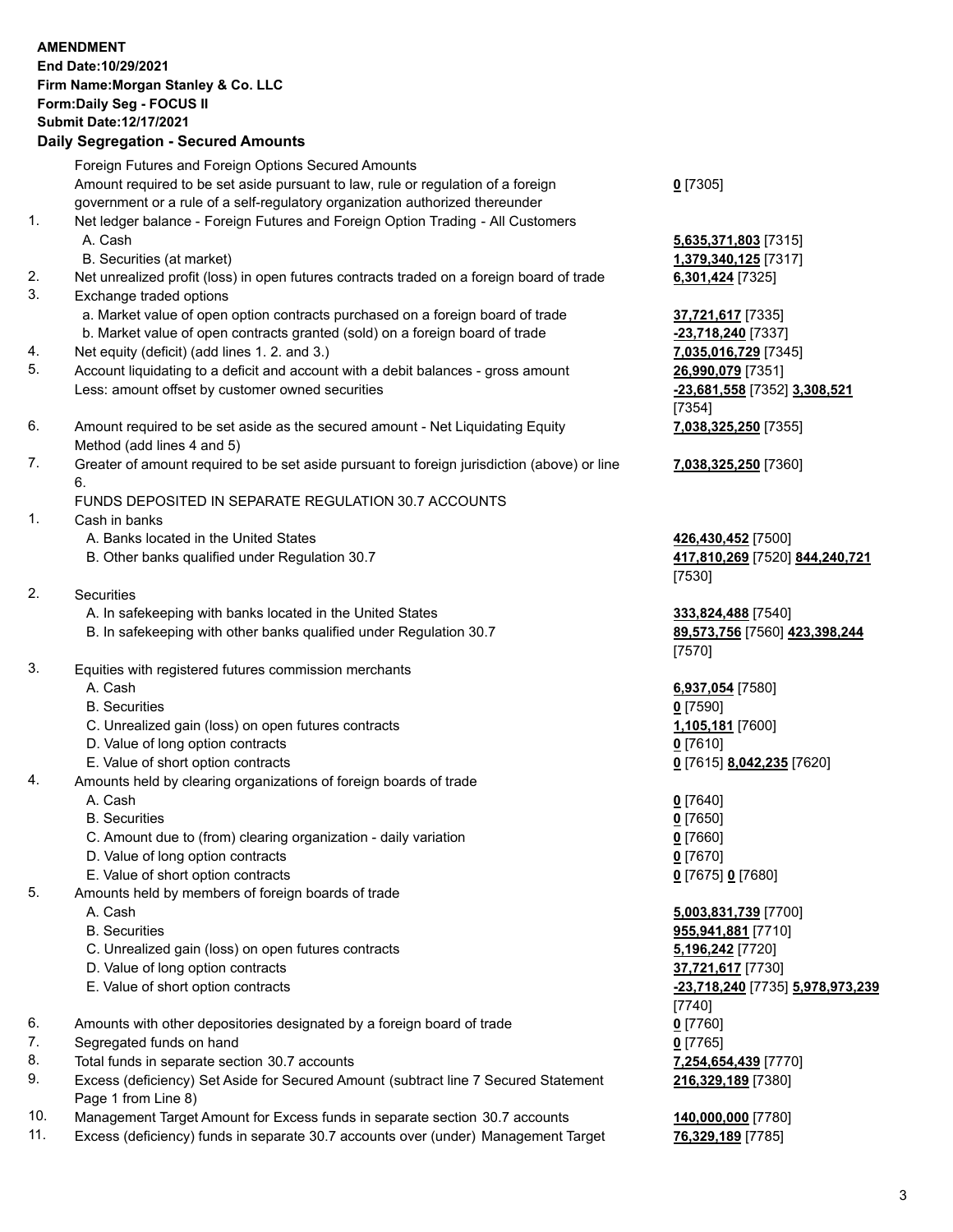**AMENDMENT**
**End Date:10/29/2021**
**Firm Name:Morgan Stanley & Co. LLC**
**Form:Daily Seg - FOCUS II**
**Submit Date:12/17/2021**

**Daily Segregation - Secured Amounts**

| | | |
|---|---|---|
| | Foreign Futures and Foreign Options Secured Amounts | |
| | Amount required to be set aside pursuant to law, rule or regulation of a foreign government or a rule of a self-regulatory organization authorized thereunder | **0** [7305] |
| 1. | Net ledger balance - Foreign Futures and Foreign Option Trading - All Customers | |
| | A. Cash | **5,635,371,803** [7315] |
| | B. Securities (at market) | **1,379,340,125** [7317] |
| 2. | Net unrealized profit (loss) in open futures contracts traded on a foreign board of trade | **6,301,424** [7325] |
| 3. | Exchange traded options | |
| | a. Market value of open option contracts purchased on a foreign board of trade | **37,721,617** [7335] |
| | b. Market value of open contracts granted (sold) on a foreign board of trade | **-23,718,240** [7337] |
| 4. | Net equity (deficit) (add lines 1. 2. and 3.) | **7,035,016,729** [7345] |
| 5. | Account liquidating to a deficit and account with a debit balances - gross amount | **26,990,079** [7351] |
| | Less: amount offset by customer owned securities | **-23,681,558** [7352] **3,308,521** [7354] |
| 6. | Amount required to be set aside as the secured amount - Net Liquidating Equity Method (add lines 4 and 5) | **7,038,325,250** [7355] |
| 7. | Greater of amount required to be set aside pursuant to foreign jurisdiction (above) or line 6. | **7,038,325,250** [7360] |
| | FUNDS DEPOSITED IN SEPARATE REGULATION 30.7 ACCOUNTS | |
| 1. | Cash in banks | |
| | A. Banks located in the United States | **426,430,452** [7500] |
| | B. Other banks qualified under Regulation 30.7 | **417,810,269** [7520] **844,240,721** [7530] |
| 2. | Securities | |
| | A. In safekeeping with banks located in the United States | **333,824,488** [7540] |
| | B. In safekeeping with other banks qualified under Regulation 30.7 | **89,573,756** [7560] **423,398,244** [7570] |
| 3. | Equities with registered futures commission merchants | |
| | A. Cash | **6,937,054** [7580] |
| | B. Securities | **0** [7590] |
| | C. Unrealized gain (loss) on open futures contracts | **1,105,181** [7600] |
| | D. Value of long option contracts | **0** [7610] |
| | E. Value of short option contracts | **0** [7615] **8,042,235** [7620] |
| 4. | Amounts held by clearing organizations of foreign boards of trade | |
| | A. Cash | **0** [7640] |
| | B. Securities | **0** [7650] |
| | C. Amount due to (from) clearing organization - daily variation | **0** [7660] |
| | D. Value of long option contracts | **0** [7670] |
| | E. Value of short option contracts | **0** [7675] **0** [7680] |
| 5. | Amounts held by members of foreign boards of trade | |
| | A. Cash | **5,003,831,739** [7700] |
| | B. Securities | **955,941,881** [7710] |
| | C. Unrealized gain (loss) on open futures contracts | **5,196,242** [7720] |
| | D. Value of long option contracts | **37,721,617** [7730] |
| | E. Value of short option contracts | **-23,718,240** [7735] **5,978,973,239** [7740] |
| 6. | Amounts with other depositories designated by a foreign board of trade | **0** [7760] |
| 7. | Segregated funds on hand | **0** [7765] |
| 8. | Total funds in separate section 30.7 accounts | **7,254,654,439** [7770] |
| 9. | Excess (deficiency) Set Aside for Secured Amount (subtract line 7 Secured Statement Page 1 from Line 8) | **216,329,189** [7380] |
| 10. | Management Target Amount for Excess funds in separate section 30.7 accounts | **140,000,000** [7780] |
| 11. | Excess (deficiency) funds in separate 30.7 accounts over (under) Management Target | **76,329,189** [7785] |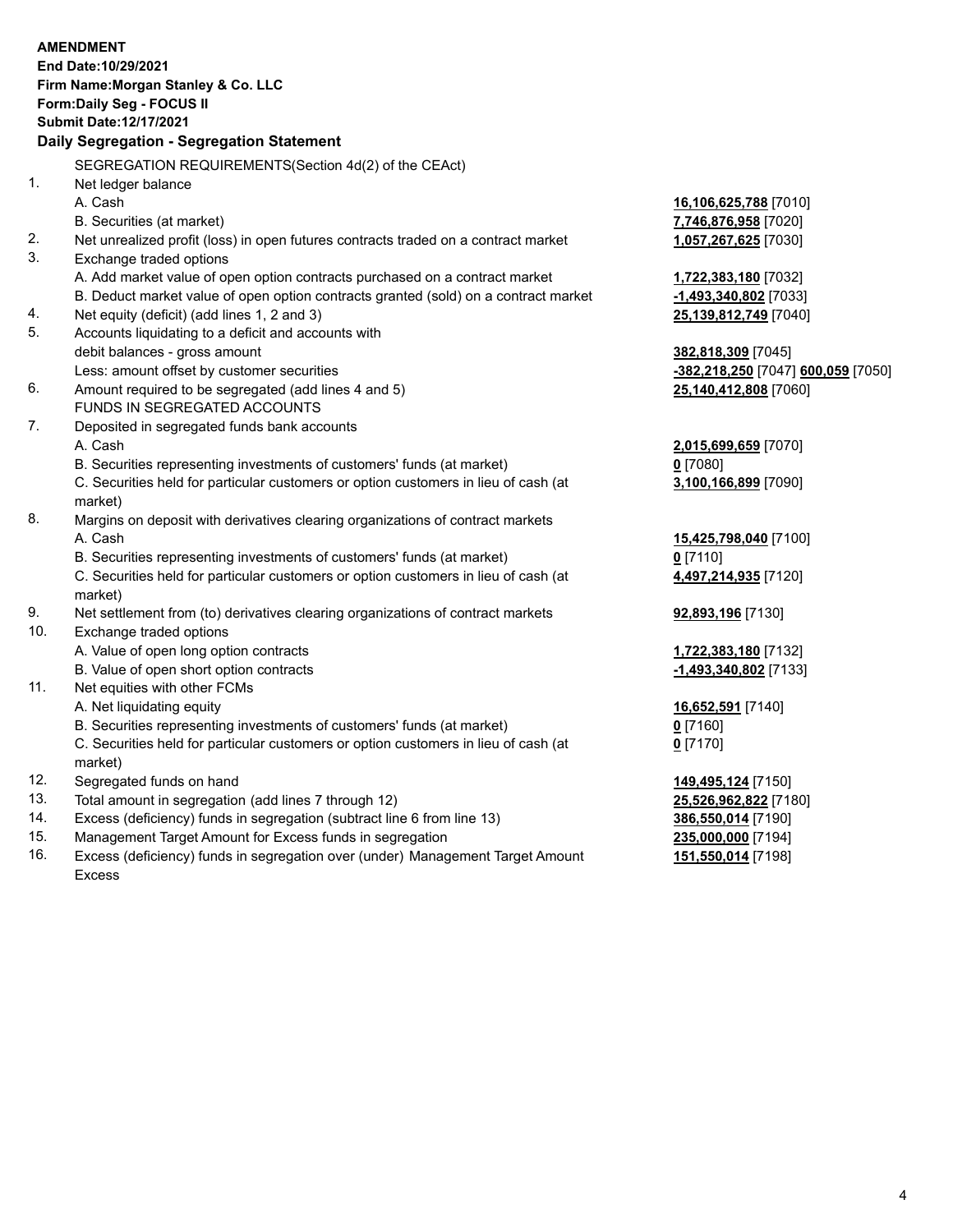**AMENDMENT**
**End Date:10/29/2021**
**Firm Name:Morgan Stanley & Co. LLC**
**Form:Daily Seg - FOCUS II**
**Submit Date:12/17/2021**

## Daily Segregation - Segregation Statement

SEGREGATION REQUIREMENTS(Section 4d(2) of the CEAct)

| | | |
|---|---|---|
| 1. | Net ledger balance | |
| | A. Cash | **16,106,625,788** [7010] |
| | B. Securities (at market) | **7,746,876,958** [7020] |
| 2. | Net unrealized profit (loss) in open futures contracts traded on a contract market | **1,057,267,625** [7030] |
| 3. | Exchange traded options | |
| | A. Add market value of open option contracts purchased on a contract market | **1,722,383,180** [7032] |
| | B. Deduct market value of open option contracts granted (sold) on a contract market | **-1,493,340,802** [7033] |
| 4. | Net equity (deficit) (add lines 1, 2 and 3) | **25,139,812,749** [7040] |
| 5. | Accounts liquidating to a deficit and accounts with debit balances - gross amount | **382,818,309** [7045] |
| | Less: amount offset by customer securities | **-382,218,250** [7047] **600,059** [7050] |
| 6. | Amount required to be segregated (add lines 4 and 5) | **25,140,412,808** [7060] |
| | FUNDS IN SEGREGATED ACCOUNTS | |
| 7. | Deposited in segregated funds bank accounts | |
| | A. Cash | **2,015,699,659** [7070] |
| | B. Securities representing investments of customers' funds (at market) | **0** [7080] |
| | C. Securities held for particular customers or option customers in lieu of cash (at market) | **3,100,166,899** [7090] |
| 8. | Margins on deposit with derivatives clearing organizations of contract markets | |
| | A. Cash | **15,425,798,040** [7100] |
| | B. Securities representing investments of customers' funds (at market) | **0** [7110] |
| | C. Securities held for particular customers or option customers in lieu of cash (at market) | **4,497,214,935** [7120] |
| 9. | Net settlement from (to) derivatives clearing organizations of contract markets | **92,893,196** [7130] |
| 10. | Exchange traded options | |
| | A. Value of open long option contracts | **1,722,383,180** [7132] |
| | B. Value of open short option contracts | **-1,493,340,802** [7133] |
| 11. | Net equities with other FCMs | |
| | A. Net liquidating equity | **16,652,591** [7140] |
| | B. Securities representing investments of customers' funds (at market) | **0** [7160] |
| | C. Securities held for particular customers or option customers in lieu of cash (at market) | **0** [7170] |
| 12. | Segregated funds on hand | **149,495,124** [7150] |
| 13. | Total amount in segregation (add lines 7 through 12) | **25,526,962,822** [7180] |
| 14. | Excess (deficiency) funds in segregation (subtract line 6 from line 13) | **386,550,014** [7190] |
| 15. | Management Target Amount for Excess funds in segregation | **235,000,000** [7194] |
| 16. | Excess (deficiency) funds in segregation over (under) Management Target Amount Excess | **151,550,014** [7198] |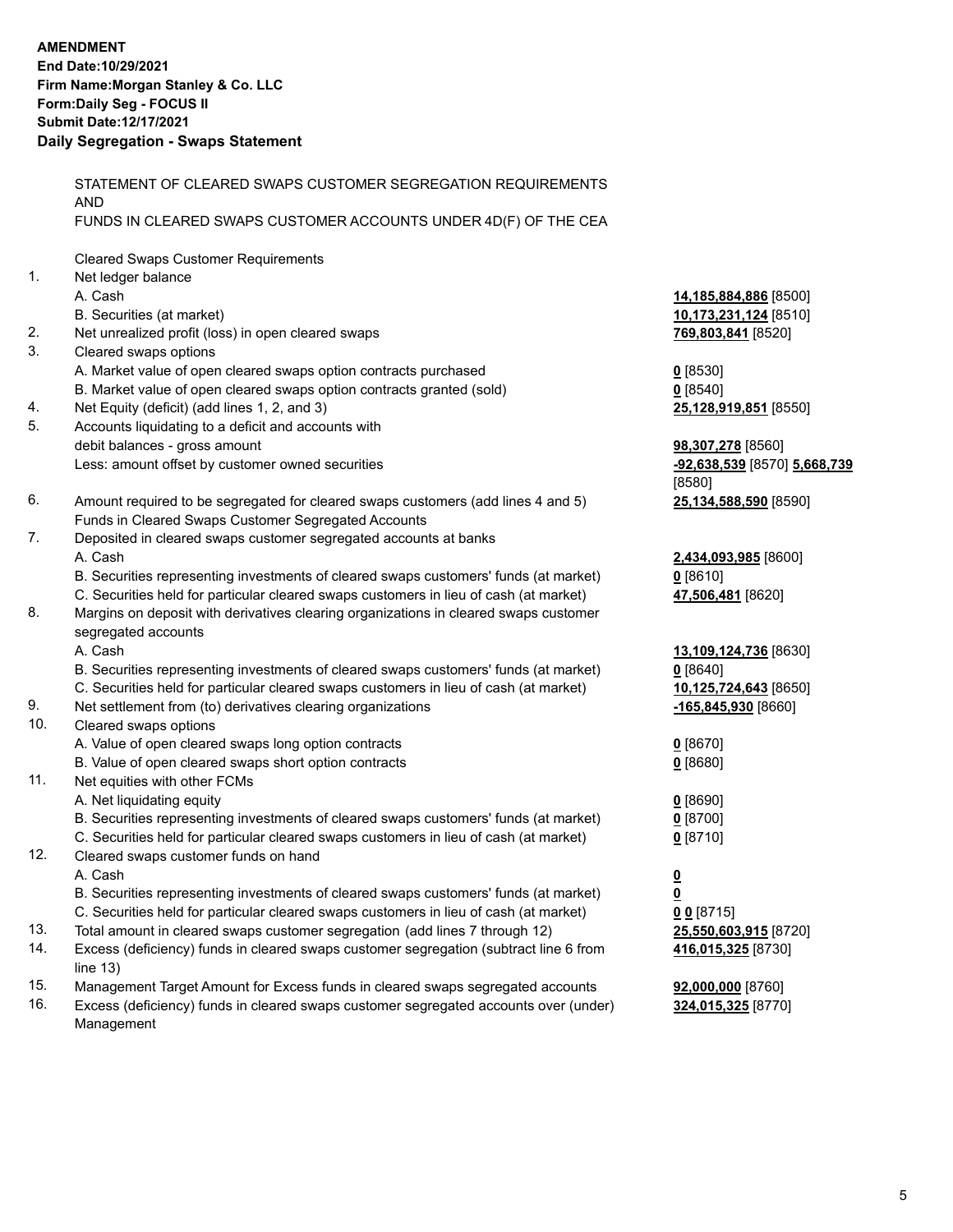**AMENDMENT**
**End Date:10/29/2021**
**Firm Name:Morgan Stanley & Co. LLC**
**Form:Daily Seg - FOCUS II**
**Submit Date:12/17/2021**
**Daily Segregation - Swaps Statement**

STATEMENT OF CLEARED SWAPS CUSTOMER SEGREGATION REQUIREMENTS AND
FUNDS IN CLEARED SWAPS CUSTOMER ACCOUNTS UNDER 4D(F) OF THE CEA

Cleared Swaps Customer Requirements

| | | |
|---|---|---|
| 1. | Net ledger balance | |
| | A. Cash | **14,185,884,886** [8500] |
| | B. Securities (at market) | **10,173,231,124** [8510] |
| 2. | Net unrealized profit (loss) in open cleared swaps | **769,803,841** [8520] |
| 3. | Cleared swaps options | |
| | A. Market value of open cleared swaps option contracts purchased | **0** [8530] |
| | B. Market value of open cleared swaps option contracts granted (sold) | **0** [8540] |
| 4. | Net Equity (deficit) (add lines 1, 2, and 3) | **25,128,919,851** [8550] |
| 5. | Accounts liquidating to a deficit and accounts with debit balances - gross amount | **98,307,278** [8560] |
| | Less: amount offset by customer owned securities | **-92,638,539** [8570] **5,668,739** [8580] |
| 6. | Amount required to be segregated for cleared swaps customers (add lines 4 and 5) | **25,134,588,590** [8590] |
| | Funds in Cleared Swaps Customer Segregated Accounts | |
| 7. | Deposited in cleared swaps customer segregated accounts at banks | |
| | A. Cash | **2,434,093,985** [8600] |
| | B. Securities representing investments of cleared swaps customers' funds (at market) | **0** [8610] |
| | C. Securities held for particular cleared swaps customers in lieu of cash (at market) | **47,506,481** [8620] |
| 8. | Margins on deposit with derivatives clearing organizations in cleared swaps customer segregated accounts | |
| | A. Cash | **13,109,124,736** [8630] |
| | B. Securities representing investments of cleared swaps customers' funds (at market) | **0** [8640] |
| | C. Securities held for particular cleared swaps customers in lieu of cash (at market) | **10,125,724,643** [8650] |
| 9. | Net settlement from (to) derivatives clearing organizations | **-165,845,930** [8660] |
| 10. | Cleared swaps options | |
| | A. Value of open cleared swaps long option contracts | **0** [8670] |
| | B. Value of open cleared swaps short option contracts | **0** [8680] |
| 11. | Net equities with other FCMs | |
| | A. Net liquidating equity | **0** [8690] |
| | B. Securities representing investments of cleared swaps customers' funds (at market) | **0** [8700] |
| | C. Securities held for particular cleared swaps customers in lieu of cash (at market) | **0** [8710] |
| 12. | Cleared swaps customer funds on hand | |
| | A. Cash | **0** |
| | B. Securities representing investments of cleared swaps customers' funds (at market) | **0** |
| | C. Securities held for particular cleared swaps customers in lieu of cash (at market) | **0** **0** [8715] |
| 13. | Total amount in cleared swaps customer segregation (add lines 7 through 12) | **25,550,603,915** [8720] |
| 14. | Excess (deficiency) funds in cleared swaps customer segregation (subtract line 6 from line 13) | **416,015,325** [8730] |
| 15. | Management Target Amount for Excess funds in cleared swaps segregated accounts | **92,000,000** [8760] |
| 16. | Excess (deficiency) funds in cleared swaps customer segregated accounts over (under) Management | **324,015,325** [8770] |